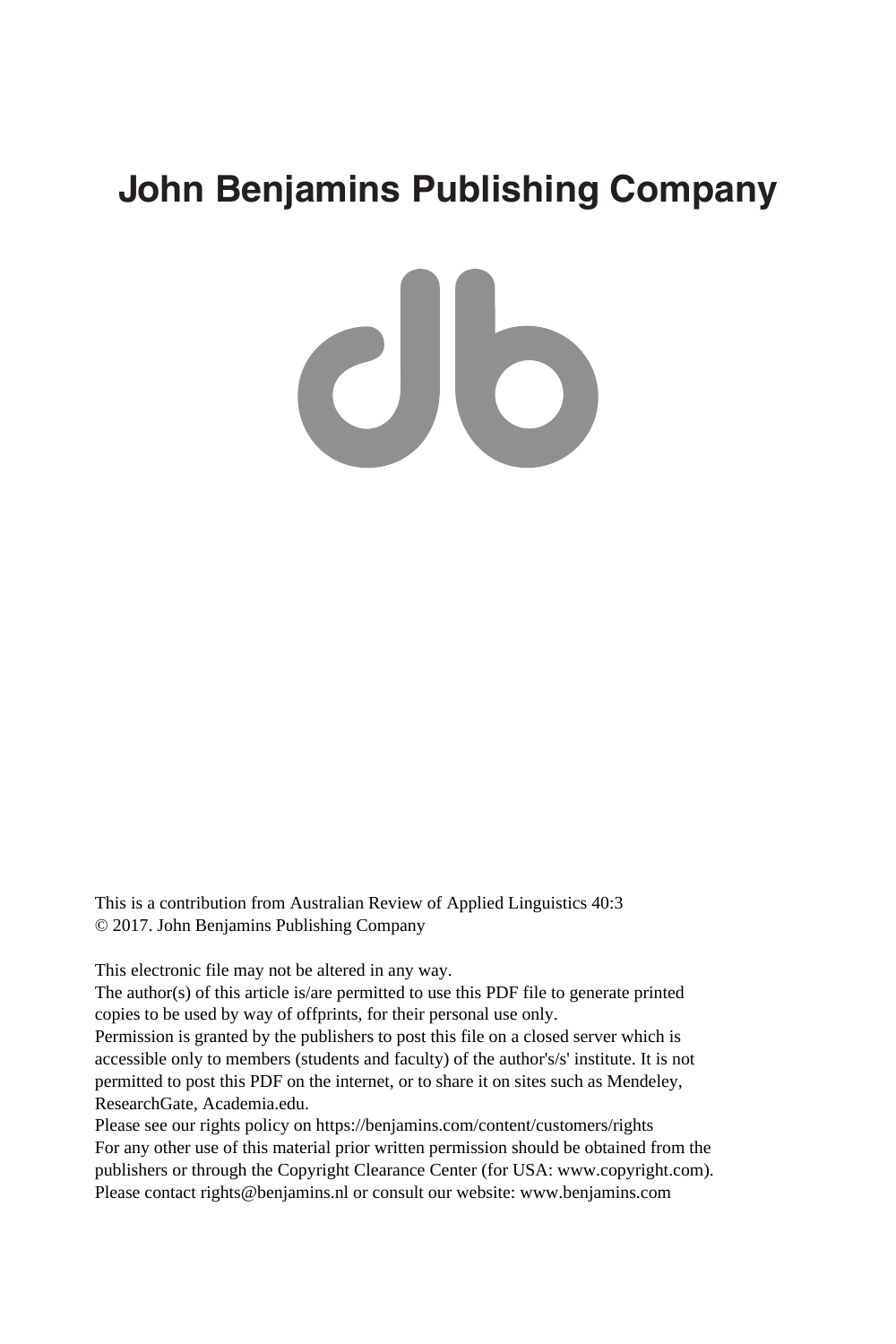# John Benjamins Publishing Company

This is a contribution from Australian Review of Applied Linguistics 40:3
© 2017. John Benjamins Publishing Company

This electronic file may not be altered in any way.
The author(s) of this article is/are permitted to use this PDF file to generate printed copies to be used by way of offprints, for their personal use only.
Permission is granted by the publishers to post this file on a closed server which is accessible only to members (students and faculty) of the author's/s' institute. It is not permitted to post this PDF on the internet, or to share it on sites such as Mendeley, ResearchGate, Academia.edu.
Please see our rights policy on https://benjamins.com/content/customers/rights
For any other use of this material prior written permission should be obtained from the publishers or through the Copyright Clearance Center (for USA: www.copyright.com).
Please contact rights@benjamins.nl or consult our website: www.benjamins.com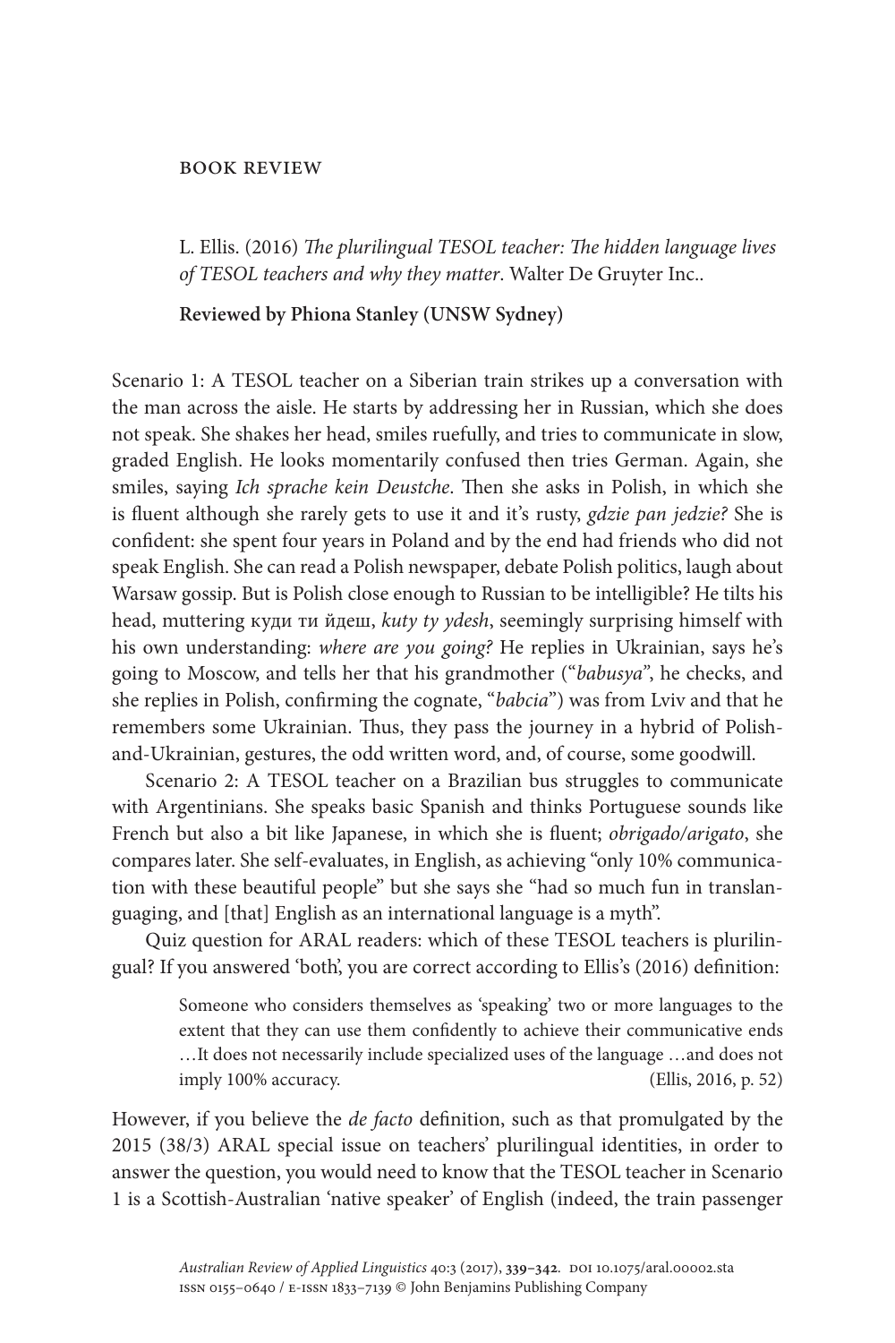BOOK REVIEW

L. Ellis. (2016) *The plurilingual TESOL teacher: The hidden language lives of TESOL teachers and why they matter*. Walter De Gruyter Inc..

**Reviewed by Phiona Stanley (UNSW Sydney)**

Scenario 1: A TESOL teacher on a Siberian train strikes up a conversation with the man across the aisle. He starts by addressing her in Russian, which she does not speak. She shakes her head, smiles ruefully, and tries to communicate in slow, graded English. He looks momentarily confused then tries German. Again, she smiles, saying *Ich sprache kein Deustche*. Then she asks in Polish, in which she is fluent although she rarely gets to use it and it's rusty, *gdzie pan jedzie?* She is confident: she spent four years in Poland and by the end had friends who did not speak English. She can read a Polish newspaper, debate Polish politics, laugh about Warsaw gossip. But is Polish close enough to Russian to be intelligible? He tilts his head, muttering куди ти йдеш, *kuty ty ydesh*, seemingly surprising himself with his own understanding: *where are you going?* He replies in Ukrainian, says he's going to Moscow, and tells her that his grandmother ("*babusya*", he checks, and she replies in Polish, confirming the cognate, "*babcia*") was from Lviv and that he remembers some Ukrainian. Thus, they pass the journey in a hybrid of Polish-and-Ukrainian, gestures, the odd written word, and, of course, some goodwill.

Scenario 2: A TESOL teacher on a Brazilian bus struggles to communicate with Argentinians. She speaks basic Spanish and thinks Portuguese sounds like French but also a bit like Japanese, in which she is fluent; *obrigado/arigato*, she compares later. She self-evaluates, in English, as achieving "only 10% communication with these beautiful people" but she says she "had so much fun in translanguaging, and [that] English as an international language is a myth".

Quiz question for ARAL readers: which of these TESOL teachers is plurilingual? If you answered 'both', you are correct according to Ellis's (2016) definition:

> Someone who considers themselves as 'speaking' two or more languages to the extent that they can use them confidently to achieve their communicative ends …It does not necessarily include specialized uses of the language …and does not imply 100% accuracy. (Ellis, 2016, p. 52)

However, if you believe the *de facto* definition, such as that promulgated by the 2015 (38/3) ARAL special issue on teachers' plurilingual identities, in order to answer the question, you would need to know that the TESOL teacher in Scenario 1 is a Scottish-Australian 'native speaker' of English (indeed, the train passenger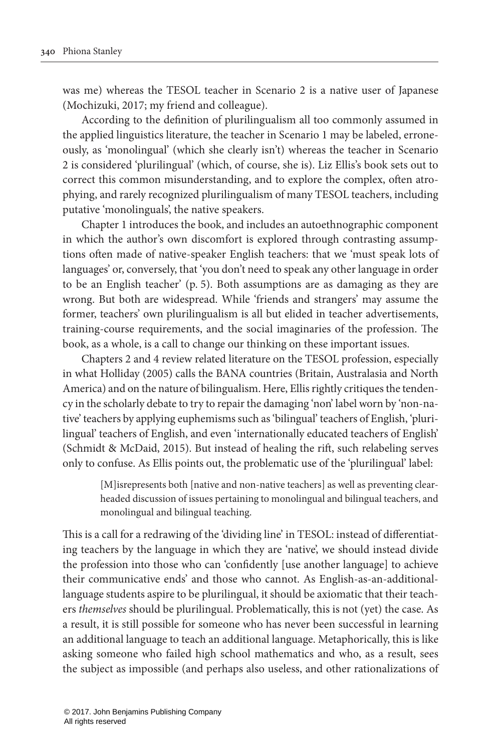was me) whereas the TESOL teacher in Scenario 2 is a native user of Japanese (Mochizuki, 2017; my friend and colleague).

According to the definition of plurilingualism all too commonly assumed in the applied linguistics literature, the teacher in Scenario 1 may be labeled, erroneously, as 'monolingual' (which she clearly isn't) whereas the teacher in Scenario 2 is considered 'plurilingual' (which, of course, she is). Liz Ellis's book sets out to correct this common misunderstanding, and to explore the complex, often atrophying, and rarely recognized plurilingualism of many TESOL teachers, including putative 'monolinguals', the native speakers.

Chapter 1 introduces the book, and includes an autoethnographic component in which the author's own discomfort is explored through contrasting assumptions often made of native-speaker English teachers: that we 'must speak lots of languages' or, conversely, that 'you don't need to speak any other language in order to be an English teacher' (p. 5). Both assumptions are as damaging as they are wrong. But both are widespread. While 'friends and strangers' may assume the former, teachers' own plurilingualism is all but elided in teacher advertisements, training-course requirements, and the social imaginaries of the profession. The book, as a whole, is a call to change our thinking on these important issues.

Chapters 2 and 4 review related literature on the TESOL profession, especially in what Holliday (2005) calls the BANA countries (Britain, Australasia and North America) and on the nature of bilingualism. Here, Ellis rightly critiques the tendency in the scholarly debate to try to repair the damaging 'non' label worn by 'non-native' teachers by applying euphemisms such as 'bilingual' teachers of English, 'plurilingual' teachers of English, and even 'internationally educated teachers of English' (Schmidt & McDaid, 2015). But instead of healing the rift, such relabeling serves only to confuse. As Ellis points out, the problematic use of the 'plurilingual' label:

> [M]isrepresents both [native and non-native teachers] as well as preventing clear-headed discussion of issues pertaining to monolingual and bilingual teachers, and monolingual and bilingual teaching.

This is a call for a redrawing of the 'dividing line' in TESOL: instead of differentiating teachers by the language in which they are 'native', we should instead divide the profession into those who can 'confidently [use another language] to achieve their communicative ends' and those who cannot. As English-as-an-additional-language students aspire to be plurilingual, it should be axiomatic that their teachers *themselves* should be plurilingual. Problematically, this is not (yet) the case. As a result, it is still possible for someone who has never been successful in learning an additional language to teach an additional language. Metaphorically, this is like asking someone who failed high school mathematics and who, as a result, sees the subject as impossible (and perhaps also useless, and other rationalizations of

© 2017. John Benjamins Publishing Company
All rights reserved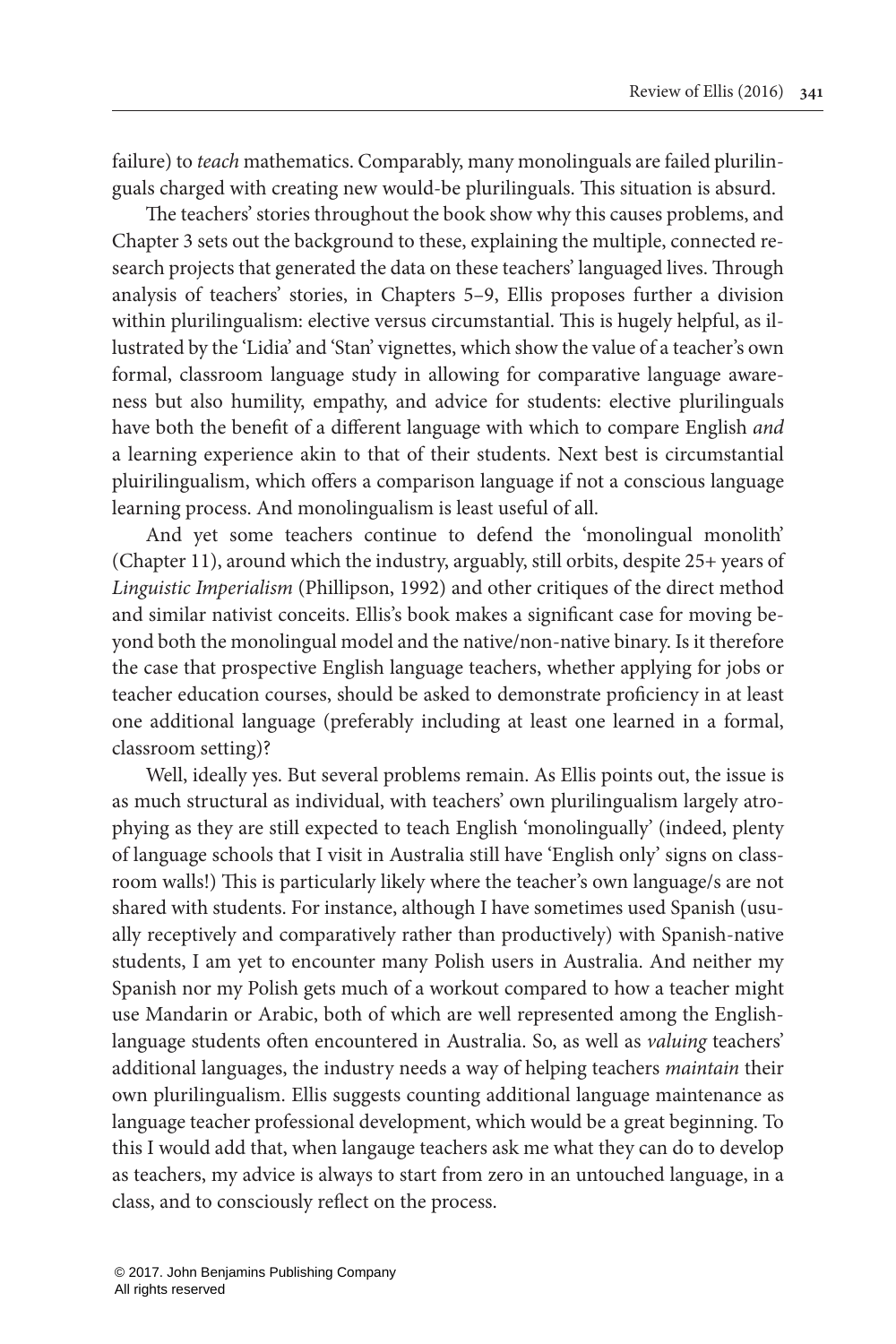failure) to *teach* mathematics. Comparably, many monolinguals are failed plurilinguals charged with creating new would-be plurilinguals. This situation is absurd.

The teachers' stories throughout the book show why this causes problems, and Chapter 3 sets out the background to these, explaining the multiple, connected research projects that generated the data on these teachers' languaged lives. Through analysis of teachers' stories, in Chapters 5–9, Ellis proposes further a division within plurilingualism: elective versus circumstantial. This is hugely helpful, as illustrated by the 'Lidia' and 'Stan' vignettes, which show the value of a teacher's own formal, classroom language study in allowing for comparative language awareness but also humility, empathy, and advice for students: elective plurilinguals have both the benefit of a different language with which to compare English *and* a learning experience akin to that of their students. Next best is circumstantial pluirilingualism, which offers a comparison language if not a conscious language learning process. And monolingualism is least useful of all.

And yet some teachers continue to defend the 'monolingual monolith' (Chapter 11), around which the industry, arguably, still orbits, despite 25+ years of *Linguistic Imperialism* (Phillipson, 1992) and other critiques of the direct method and similar nativist conceits. Ellis's book makes a significant case for moving beyond both the monolingual model and the native/non-native binary. Is it therefore the case that prospective English language teachers, whether applying for jobs or teacher education courses, should be asked to demonstrate proficiency in at least one additional language (preferably including at least one learned in a formal, classroom setting)?

Well, ideally yes. But several problems remain. As Ellis points out, the issue is as much structural as individual, with teachers' own plurilingualism largely atrophying as they are still expected to teach English 'monolingually' (indeed, plenty of language schools that I visit in Australia still have 'English only' signs on classroom walls!) This is particularly likely where the teacher's own language/s are not shared with students. For instance, although I have sometimes used Spanish (usually receptively and comparatively rather than productively) with Spanish-native students, I am yet to encounter many Polish users in Australia. And neither my Spanish nor my Polish gets much of a workout compared to how a teacher might use Mandarin or Arabic, both of which are well represented among the English-language students often encountered in Australia. So, as well as *valuing* teachers' additional languages, the industry needs a way of helping teachers *maintain* their own plurilingualism. Ellis suggests counting additional language maintenance as language teacher professional development, which would be a great beginning. To this I would add that, when langauge teachers ask me what they can do to develop as teachers, my advice is always to start from zero in an untouched language, in a class, and to consciously reflect on the process.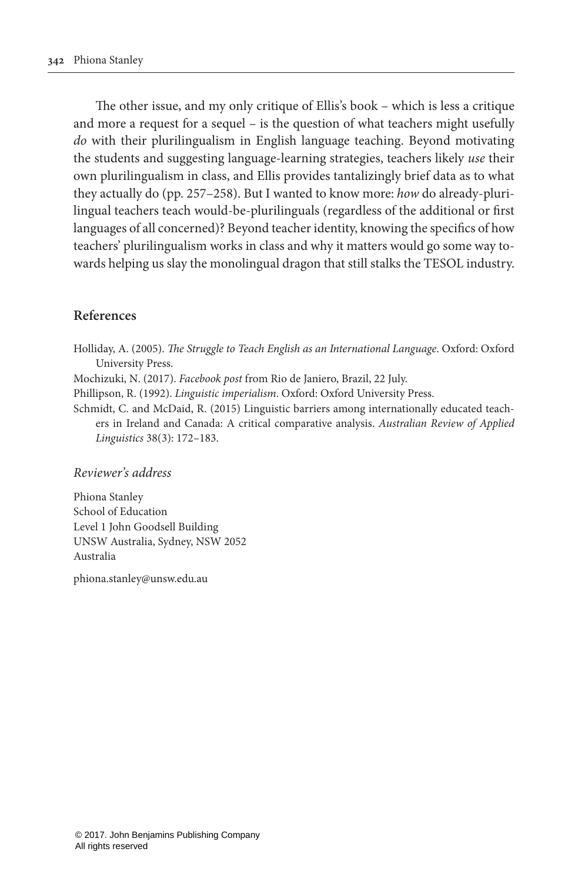The other issue, and my only critique of Ellis's book – which is less a critique and more a request for a sequel – is the question of what teachers might usefully *do* with their plurilingualism in English language teaching. Beyond motivating the students and suggesting language-learning strategies, teachers likely *use* their own plurilingualism in class, and Ellis provides tantalizingly brief data as to what they actually do (pp. 257–258). But I wanted to know more: *how* do already-plurilingual teachers teach would-be-plurilinguals (regardless of the additional or first languages of all concerned)? Beyond teacher identity, knowing the specifics of how teachers' plurilingualism works in class and why it matters would go some way towards helping us slay the monolingual dragon that still stalks the TESOL industry.

## References

Holliday, A. (2005). *The Struggle to Teach English as an International Language*. Oxford: Oxford University Press.

Mochizuki, N. (2017). *Facebook post* from Rio de Janiero, Brazil, 22 July.

Phillipson, R. (1992). *Linguistic imperialism*. Oxford: Oxford University Press.

Schmidt, C. and McDaid, R. (2015) Linguistic barriers among internationally educated teachers in Ireland and Canada: A critical comparative analysis. *Australian Review of Applied Linguistics* 38(3): 172–183.

*Reviewer's address*

Phiona Stanley
School of Education
Level 1 John Goodsell Building
UNSW Australia, Sydney, NSW 2052
Australia

phiona.stanley@unsw.edu.au

© 2017. John Benjamins Publishing Company
All rights reserved